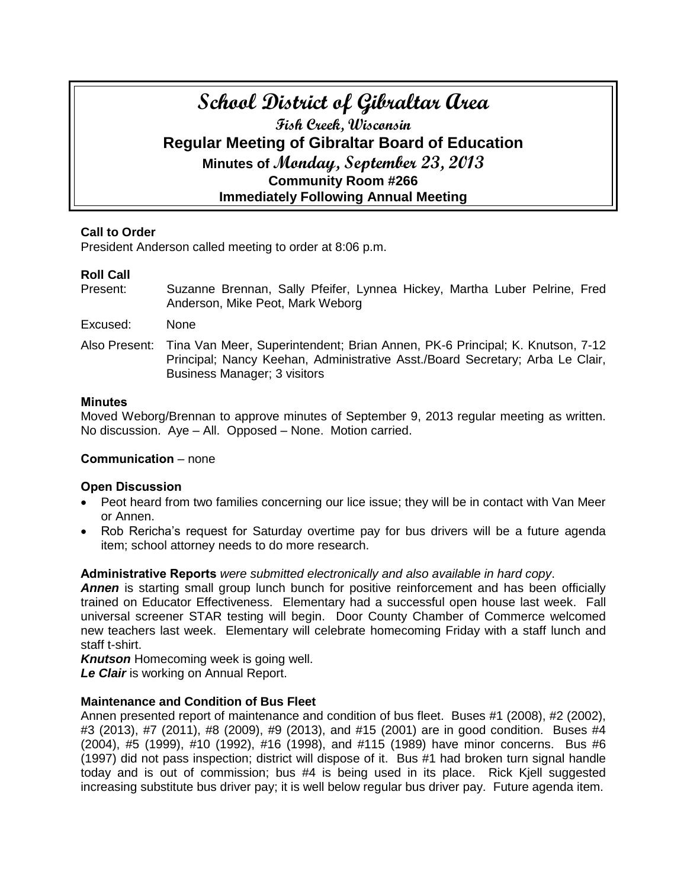# School District of Gibraltar Area

## Fish Creek, Wisconsin

## Regular Meeting of Gibraltar Board of Education

### Minutes of Monday, September 23, 2013

### Community Room #266

### Immediately Following Annual Meeting

**Call to Order**

President Anderson called meeting to order at 8:06 p.m.

**Roll Call**

Present: Suzanne Brennan, Sally Pfeifer, Lynnea Hickey, Martha Luber Pelrine, Fred Anderson, Mike Peot, Mark Weborg

Excused: None

Also Present: Tina Van Meer, Superintendent; Brian Annen, PK-6 Principal; K. Knutson, 7-12 Principal; Nancy Keehan, Administrative Asst./Board Secretary; Arba Le Clair, Business Manager; 3 visitors

**Minutes**

Moved Weborg/Brennan to approve minutes of September 9, 2013 regular meeting as written. No discussion. Aye – All. Opposed – None. Motion carried.

**Communication** – none

**Open Discussion**

- Peot heard from two families concerning our lice issue; they will be in contact with Van Meer or Annen.
- Rob Rericha's request for Saturday overtime pay for bus drivers will be a future agenda item; school attorney needs to do more research.

**Administrative Reports** *were submitted electronically and also available in hard copy*.

***Annen*** is starting small group lunch bunch for positive reinforcement and has been officially trained on Educator Effectiveness. Elementary had a successful open house last week. Fall universal screener STAR testing will begin. Door County Chamber of Commerce welcomed new teachers last week. Elementary will celebrate homecoming Friday with a staff lunch and staff t-shirt.

***Knutson*** Homecoming week is going well.

***Le Clair*** is working on Annual Report.

**Maintenance and Condition of Bus Fleet**

Annen presented report of maintenance and condition of bus fleet. Buses #1 (2008), #2 (2002), #3 (2013), #7 (2011), #8 (2009), #9 (2013), and #15 (2001) are in good condition. Buses #4 (2004), #5 (1999), #10 (1992), #16 (1998), and #115 (1989) have minor concerns. Bus #6 (1997) did not pass inspection; district will dispose of it. Bus #1 had broken turn signal handle today and is out of commission; bus #4 is being used in its place. Rick Kjell suggested increasing substitute bus driver pay; it is well below regular bus driver pay. Future agenda item.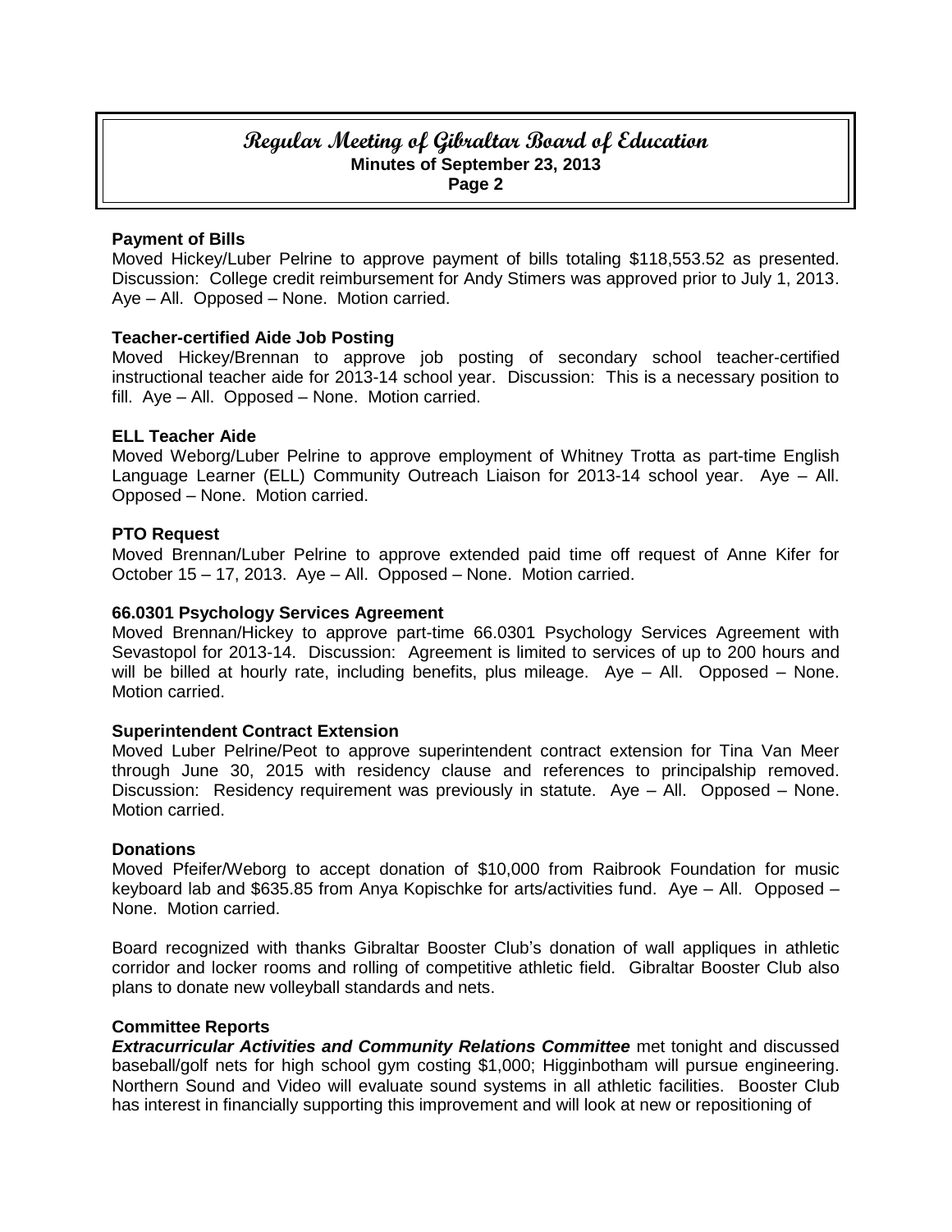**Payment of Bills**

Moved Hickey/Luber Pelrine to approve payment of bills totaling $118,553.52 as presented. Discussion: College credit reimbursement for Andy Stimers was approved prior to July 1, 2013. Aye – All. Opposed – None. Motion carried.

**Teacher-certified Aide Job Posting**

Moved Hickey/Brennan to approve job posting of secondary school teacher-certified instructional teacher aide for 2013-14 school year. Discussion: This is a necessary position to fill. Aye – All. Opposed – None. Motion carried.

**ELL Teacher Aide**

Moved Weborg/Luber Pelrine to approve employment of Whitney Trotta as part-time English Language Learner (ELL) Community Outreach Liaison for 2013-14 school year. Aye – All. Opposed – None. Motion carried.

**PTO Request**

Moved Brennan/Luber Pelrine to approve extended paid time off request of Anne Kifer for October 15 – 17, 2013. Aye – All. Opposed – None. Motion carried.

**66.0301 Psychology Services Agreement**

Moved Brennan/Hickey to approve part-time 66.0301 Psychology Services Agreement with Sevastopol for 2013-14. Discussion: Agreement is limited to services of up to 200 hours and will be billed at hourly rate, including benefits, plus mileage. Aye – All. Opposed – None. Motion carried.

**Superintendent Contract Extension**

Moved Luber Pelrine/Peot to approve superintendent contract extension for Tina Van Meer through June 30, 2015 with residency clause and references to principalship removed. Discussion: Residency requirement was previously in statute. Aye – All. Opposed – None. Motion carried.

**Donations**

Moved Pfeifer/Weborg to accept donation of $10,000 from Raibrook Foundation for music keyboard lab and $635.85 from Anya Kopischke for arts/activities fund. Aye – All. Opposed – None. Motion carried.

Board recognized with thanks Gibraltar Booster Club's donation of wall appliques in athletic corridor and locker rooms and rolling of competitive athletic field. Gibraltar Booster Club also plans to donate new volleyball standards and nets.

**Committee Reports**

***Extracurricular Activities and Community Relations Committee*** met tonight and discussed baseball/golf nets for high school gym costing $1,000; Higginbotham will pursue engineering. Northern Sound and Video will evaluate sound systems in all athletic facilities. Booster Club has interest in financially supporting this improvement and will look at new or repositioning of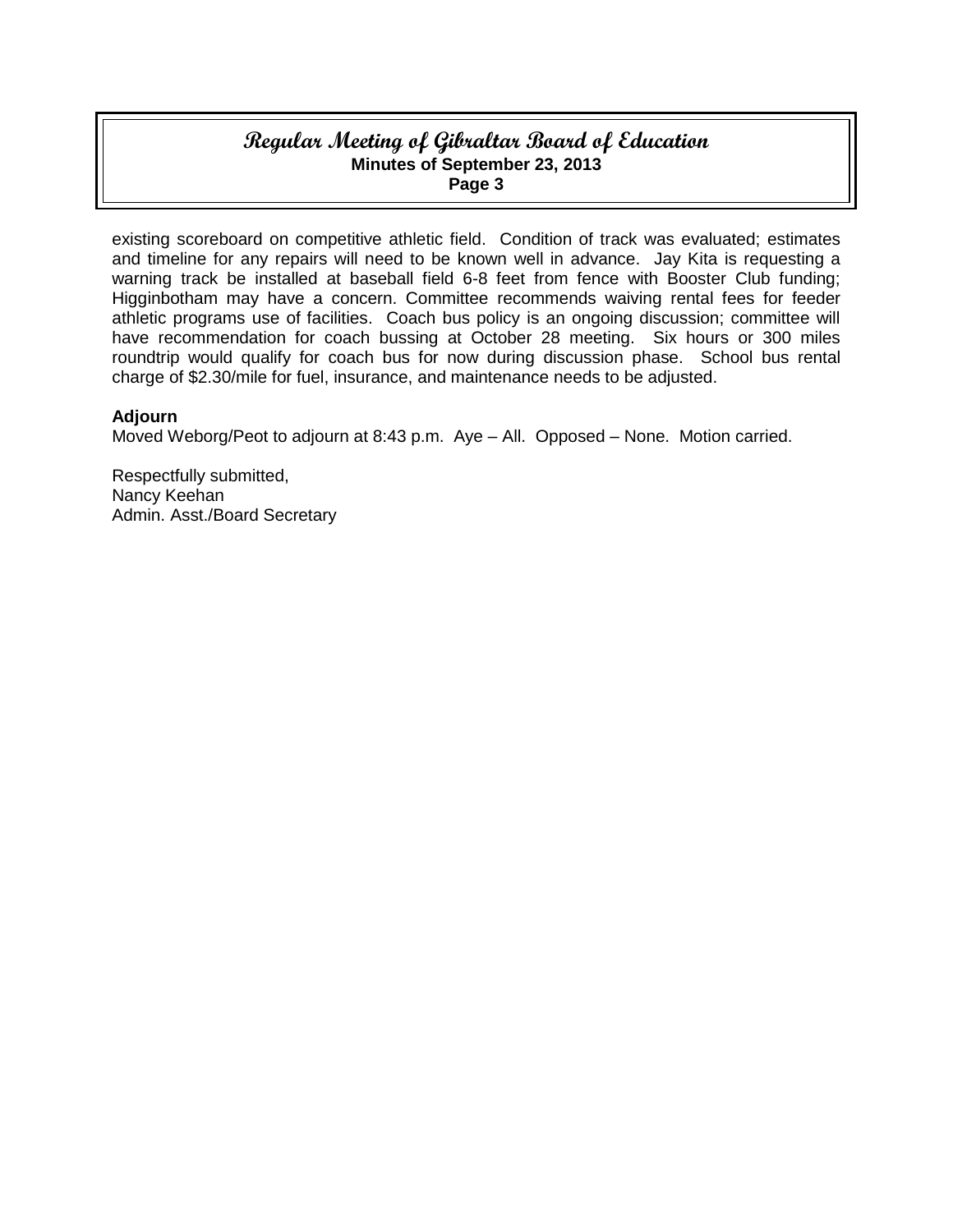existing scoreboard on competitive athletic field. Condition of track was evaluated; estimates and timeline for any repairs will need to be known well in advance. Jay Kita is requesting a warning track be installed at baseball field 6-8 feet from fence with Booster Club funding; Higginbotham may have a concern. Committee recommends waiving rental fees for feeder athletic programs use of facilities. Coach bus policy is an ongoing discussion; committee will have recommendation for coach bussing at October 28 meeting. Six hours or 300 miles roundtrip would qualify for coach bus for now during discussion phase. School bus rental charge of $2.30/mile for fuel, insurance, and maintenance needs to be adjusted.

**Adjourn**

Moved Weborg/Peot to adjourn at 8:43 p.m. Aye – All. Opposed – None. Motion carried.

Respectfully submitted,
Nancy Keehan
Admin. Asst./Board Secretary